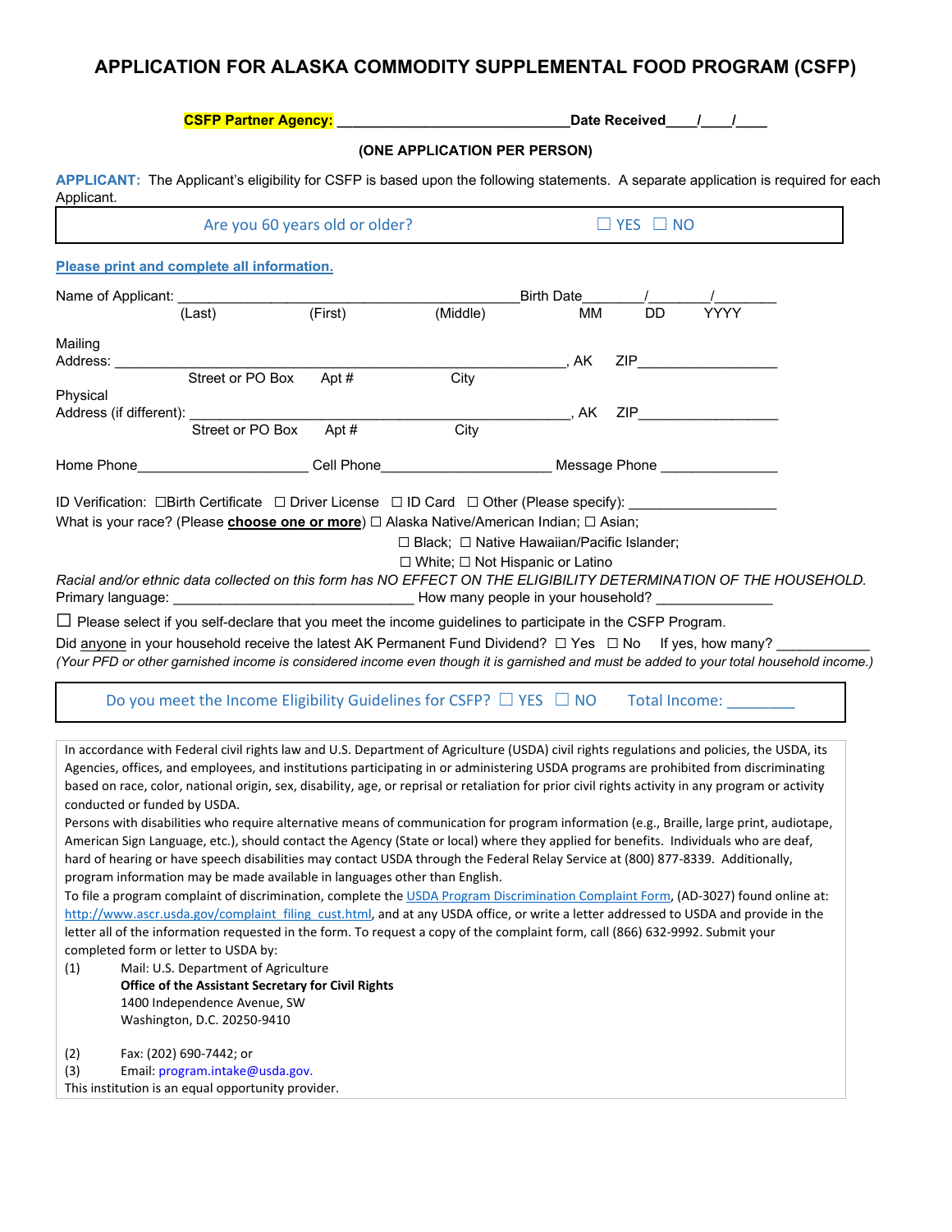# APPLICATION FOR ALASKA COMMODITY SUPPLEMENTAL FOOD PROGRAM (CSFP)

**CSFP Partner Agency:** ______________________________ **Date Received**____/____/____

**(ONE APPLICATION PER PERSON)**

**APPLICANT:** The Applicant's eligibility for CSFP is based upon the following statements. A separate application is required for each Applicant.

| Are you 60 years old or older? | ☐ YES ☐ NO |
|---|---|

**Please print and complete all information.**

Name of Applicant: ____________________________________________ Birth Date________/________/________
(Last) (First) (Middle) MM DD YYYY

Mailing Address: ________________________________________________________, AK ZIP__________________
Street or PO Box Apt # City

Physical Address (if different): ________________________________________________, AK ZIP__________________
Street or PO Box Apt # City

Home Phone______________________ Cell Phone______________________ Message Phone ________________

ID Verification: ☐Birth Certificate ☐ Driver License ☐ ID Card ☐ Other (Please specify): ___________________

What is your race? (Please **choose one or more**) ☐ Alaska Native/American Indian; ☐ Asian; ☐ Black; ☐ Native Hawaiian/Pacific Islander; ☐ White; ☐ Not Hispanic or Latino

*Racial and/or ethnic data collected on this form has NO EFFECT ON THE ELIGIBILITY DETERMINATION OF THE HOUSEHOLD.*

Primary language: ________________________________ How many people in your household? ________________

☐ Please select if you self-declare that you meet the income guidelines to participate in the CSFP Program.

Did anyone in your household receive the latest AK Permanent Fund Dividend? ☐ Yes ☐ No If yes, how many? ____________

*(Your PFD or other garnished income is considered income even though it is garnished and must be added to your total household income.)*

| Do you meet the Income Eligibility Guidelines for CSFP? ☐ YES ☐ NO | Total Income: ________ |
|---|---|

In accordance with Federal civil rights law and U.S. Department of Agriculture (USDA) civil rights regulations and policies, the USDA, its Agencies, offices, and employees, and institutions participating in or administering USDA programs are prohibited from discriminating based on race, color, national origin, sex, disability, age, or reprisal or retaliation for prior civil rights activity in any program or activity conducted or funded by USDA.

Persons with disabilities who require alternative means of communication for program information (e.g., Braille, large print, audiotape, American Sign Language, etc.), should contact the Agency (State or local) where they applied for benefits. Individuals who are deaf, hard of hearing or have speech disabilities may contact USDA through the Federal Relay Service at (800) 877-8339. Additionally, program information may be made available in languages other than English.

To file a program complaint of discrimination, complete the USDA Program Discrimination Complaint Form, (AD-3027) found online at: http://www.ascr.usda.gov/complaint_filing_cust.html, and at any USDA office, or write a letter addressed to USDA and provide in the letter all of the information requested in the form. To request a copy of the complaint form, call (866) 632-9992. Submit your completed form or letter to USDA by:

(1) Mail: U.S. Department of Agriculture
**Office of the Assistant Secretary for Civil Rights**
1400 Independence Avenue, SW
Washington, D.C. 20250-9410

(2) Fax: (202) 690-7442; or

(3) Email: program.intake@usda.gov.

This institution is an equal opportunity provider.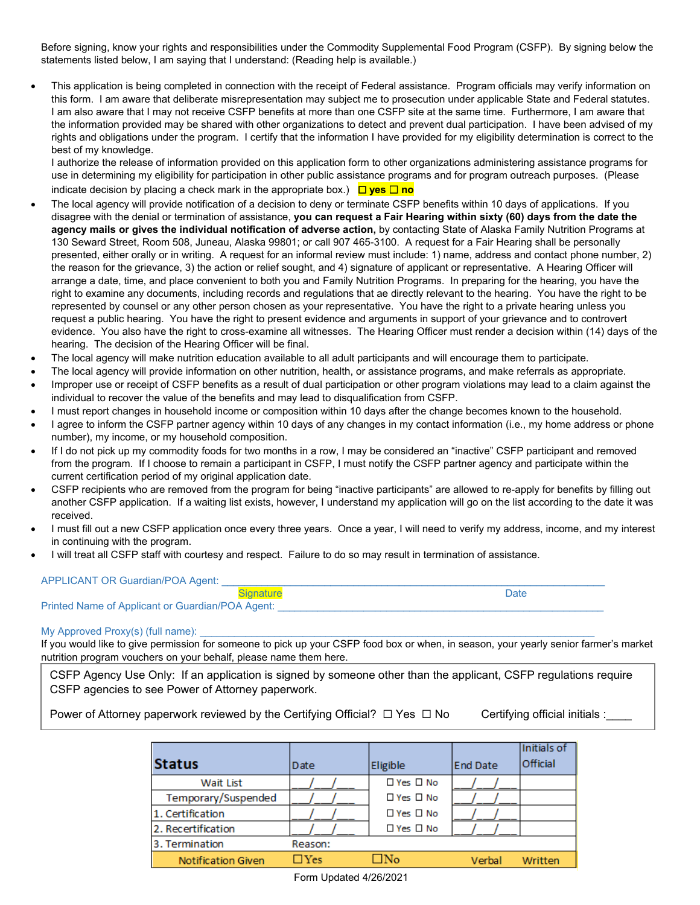Before signing, know your rights and responsibilities under the Commodity Supplemental Food Program (CSFP). By signing below the statements listed below, I am saying that I understand: (Reading help is available.)

- This application is being completed in connection with the receipt of Federal assistance. Program officials may verify information on this form. I am aware that deliberate misrepresentation may subject me to prosecution under applicable State and Federal statutes. I am also aware that I may not receive CSFP benefits at more than one CSFP site at the same time. Furthermore, I am aware that the information provided may be shared with other organizations to detect and prevent dual participation. I have been advised of my rights and obligations under the program. I certify that the information I have provided for my eligibility determination is correct to the best of my knowledge.
  I authorize the release of information provided on this application form to other organizations administering assistance programs for use in determining my eligibility for participation in other public assistance programs and for program outreach purposes. (Please indicate decision by placing a check mark in the appropriate box.) **☐ yes ☐ no**
- The local agency will provide notification of a decision to deny or terminate CSFP benefits within 10 days of applications. If you disagree with the denial or termination of assistance, **you can request a Fair Hearing within sixty (60) days from the date the agency mails or gives the individual notification of adverse action,** by contacting State of Alaska Family Nutrition Programs at 130 Seward Street, Room 508, Juneau, Alaska 99801; or call 907 465-3100. A request for a Fair Hearing shall be personally presented, either orally or in writing. A request for an informal review must include: 1) name, address and contact phone number, 2) the reason for the grievance, 3) the action or relief sought, and 4) signature of applicant or representative. A Hearing Officer will arrange a date, time, and place convenient to both you and Family Nutrition Programs. In preparing for the hearing, you have the right to examine any documents, including records and regulations that ae directly relevant to the hearing. You have the right to be represented by counsel or any other person chosen as your representative. You have the right to a private hearing unless you request a public hearing. You have the right to present evidence and arguments in support of your grievance and to controvert evidence. You also have the right to cross-examine all witnesses. The Hearing Officer must render a decision within (14) days of the hearing. The decision of the Hearing Officer will be final.
- The local agency will make nutrition education available to all adult participants and will encourage them to participate.
- The local agency will provide information on other nutrition, health, or assistance programs, and make referrals as appropriate.
- Improper use or receipt of CSFP benefits as a result of dual participation or other program violations may lead to a claim against the individual to recover the value of the benefits and may lead to disqualification from CSFP.
- I must report changes in household income or composition within 10 days after the change becomes known to the household.
- I agree to inform the CSFP partner agency within 10 days of any changes in my contact information (i.e., my home address or phone number), my income, or my household composition.
- If I do not pick up my commodity foods for two months in a row, I may be considered an "inactive" CSFP participant and removed from the program. If I choose to remain a participant in CSFP, I must notify the CSFP partner agency and participate within the current certification period of my original application date.
- CSFP recipients who are removed from the program for being "inactive participants" are allowed to re-apply for benefits by filling out another CSFP application. If a waiting list exists, however, I understand my application will go on the list according to the date it was received.
- I must fill out a new CSFP application once every three years. Once a year, I will need to verify my address, income, and my interest in continuing with the program.
- I will treat all CSFP staff with courtesy and respect. Failure to do so may result in termination of assistance.

APPLICANT OR Guardian/POA Agent: ______________________________________________
Signature &nbsp;&nbsp;&nbsp;&nbsp;&nbsp;&nbsp;&nbsp;&nbsp;&nbsp;&nbsp;&nbsp;&nbsp; Date

Printed Name of Applicant or Guardian/POA Agent: ______________________________________________

My Approved Proxy(s) (full name): ______________________________________________

If you would like to give permission for someone to pick up your CSFP food box or when, in season, your yearly senior farmer's market nutrition program vouchers on your behalf, please name them here.

CSFP Agency Use Only: If an application is signed by someone other than the applicant, CSFP regulations require CSFP agencies to see Power of Attorney paperwork.

Power of Attorney paperwork reviewed by the Certifying Official? ☐ Yes ☐ No &nbsp;&nbsp;&nbsp; Certifying official initials :____

| Status | Date | Eligible | End Date | Initials of Official |
|---|---|---|---|---|
| Wait List | \_\_/\_\_/\_\_ | ☐ Yes ☐ No | \_\_/\_\_/\_\_ | |
| Temporary/Suspended | \_\_/\_\_/\_\_ | ☐ Yes ☐ No | \_\_/\_\_/\_\_ | |
| 1. Certification | \_\_/\_\_/\_\_ | ☐ Yes ☐ No | \_\_/\_\_/\_\_ | |
| 2. Recertification | \_\_/\_\_/\_\_ | ☐ Yes ☐ No | \_\_/\_\_/\_\_ | |
| 3. Termination | Reason: | | | |
| Notification Given | ☐Yes | ☐No | Verbal | Written |

Form Updated 4/26/2021